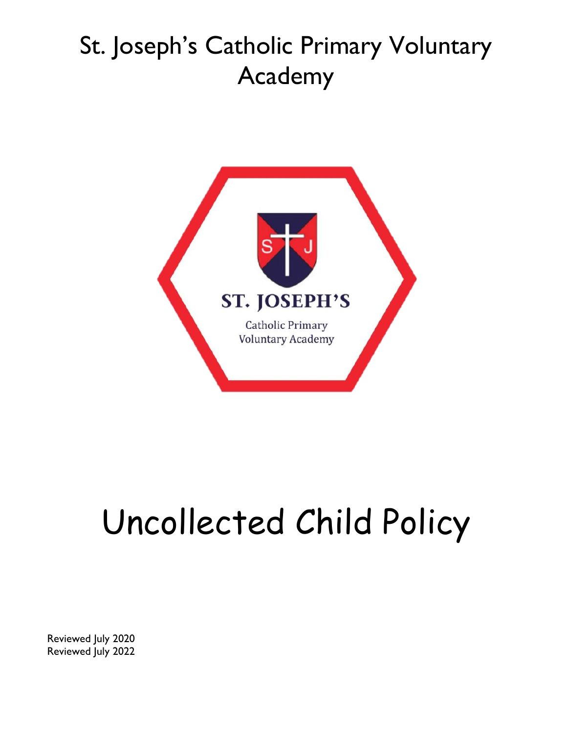# St. Joseph's Catholic Primary Voluntary Academy

ST. JOSEPH'S

Catholic Primary Voluntary Academy

# Uncollected Child Policy

Reviewed July 2020
Reviewed July 2022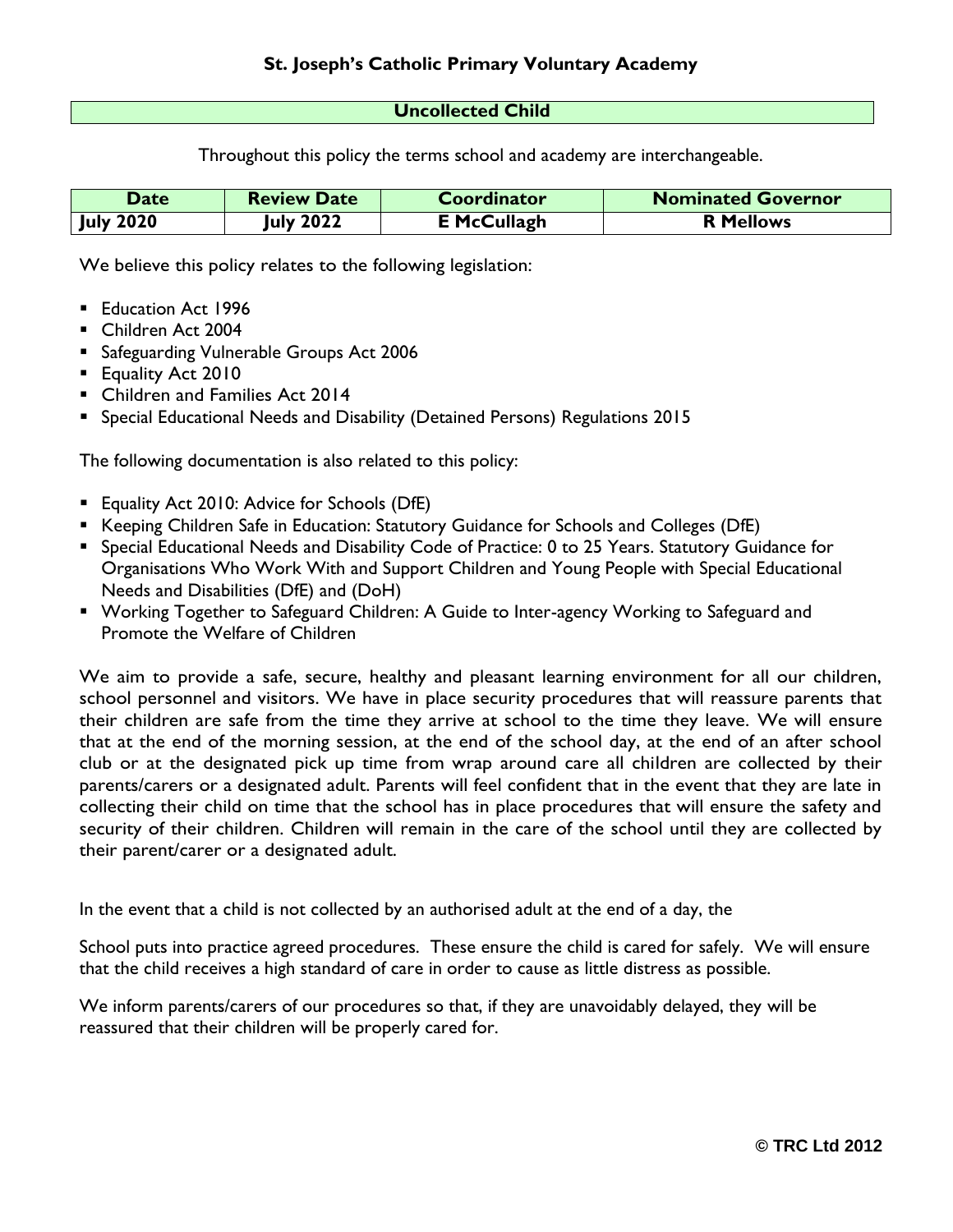**St. Joseph's Catholic Primary Voluntary Academy**

## Uncollected Child

Throughout this policy the terms school and academy are interchangeable.

| Date | Review Date | Coordinator | Nominated Governor |
| --- | --- | --- | --- |
| July 2020 | July 2022 | E McCullagh | R Mellows |

We believe this policy relates to the following legislation:

- Education Act 1996
- Children Act 2004
- Safeguarding Vulnerable Groups Act 2006
- Equality Act 2010
- Children and Families Act 2014
- Special Educational Needs and Disability (Detained Persons) Regulations 2015

The following documentation is also related to this policy:

- Equality Act 2010: Advice for Schools (DfE)
- Keeping Children Safe in Education: Statutory Guidance for Schools and Colleges (DfE)
- Special Educational Needs and Disability Code of Practice: 0 to 25 Years. Statutory Guidance for Organisations Who Work With and Support Children and Young People with Special Educational Needs and Disabilities (DfE) and (DoH)
- Working Together to Safeguard Children: A Guide to Inter-agency Working to Safeguard and Promote the Welfare of Children

We aim to provide a safe, secure, healthy and pleasant learning environment for all our children, school personnel and visitors. We have in place security procedures that will reassure parents that their children are safe from the time they arrive at school to the time they leave. We will ensure that at the end of the morning session, at the end of the school day, at the end of an after school club or at the designated pick up time from wrap around care all children are collected by their parents/carers or a designated adult. Parents will feel confident that in the event that they are late in collecting their child on time that the school has in place procedures that will ensure the safety and security of their children. Children will remain in the care of the school until they are collected by their parent/carer or a designated adult.

In the event that a child is not collected by an authorised adult at the end of a day, the

School puts into practice agreed procedures. These ensure the child is cared for safely. We will ensure that the child receives a high standard of care in order to cause as little distress as possible.

We inform parents/carers of our procedures so that, if they are unavoidably delayed, they will be reassured that their children will be properly cared for.

© TRC Ltd 2012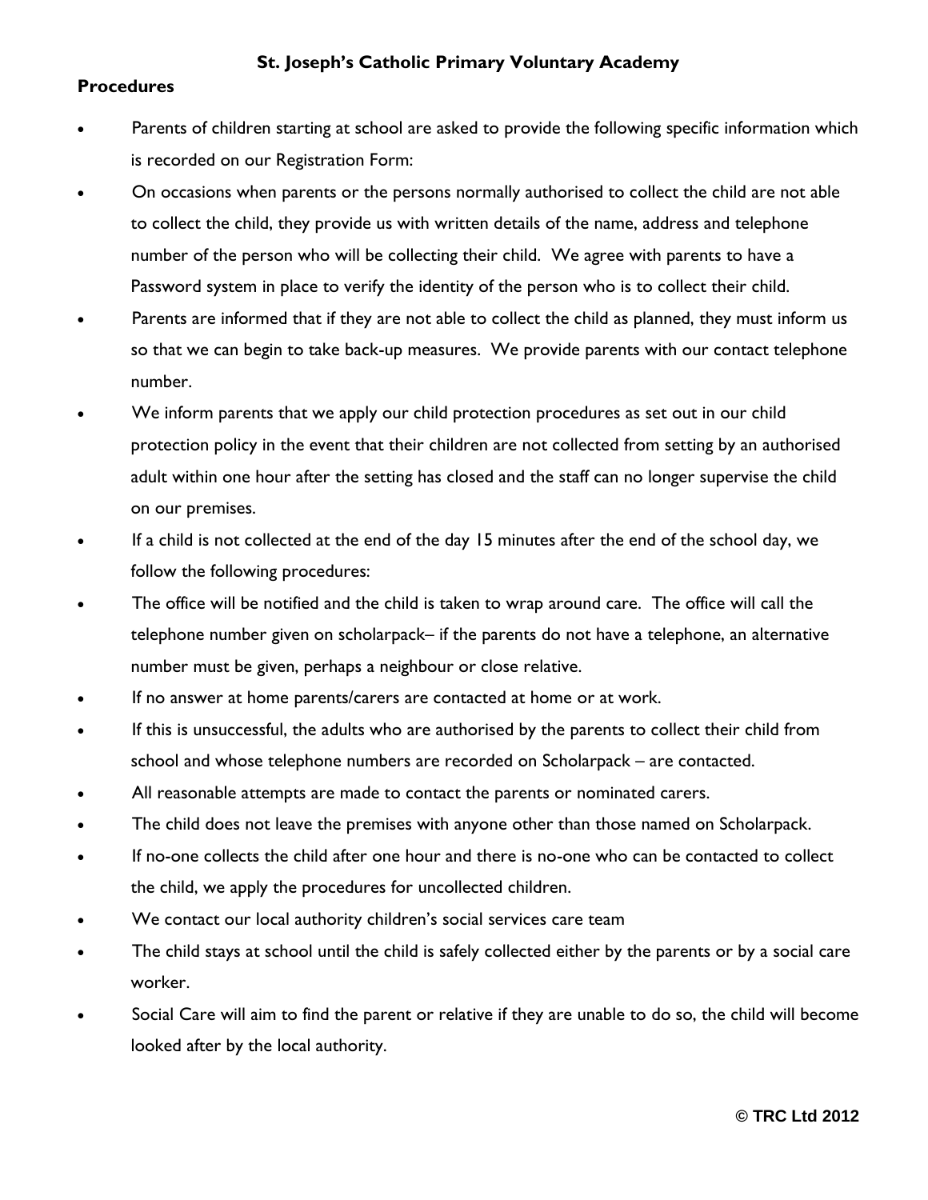**St. Joseph's Catholic Primary Voluntary Academy**

**Procedures**

- Parents of children starting at school are asked to provide the following specific information which is recorded on our Registration Form:
- On occasions when parents or the persons normally authorised to collect the child are not able to collect the child, they provide us with written details of the name, address and telephone number of the person who will be collecting their child. We agree with parents to have a Password system in place to verify the identity of the person who is to collect their child.
- Parents are informed that if they are not able to collect the child as planned, they must inform us so that we can begin to take back-up measures. We provide parents with our contact telephone number.
- We inform parents that we apply our child protection procedures as set out in our child protection policy in the event that their children are not collected from setting by an authorised adult within one hour after the setting has closed and the staff can no longer supervise the child on our premises.
- If a child is not collected at the end of the day 15 minutes after the end of the school day, we follow the following procedures:
- The office will be notified and the child is taken to wrap around care. The office will call the telephone number given on scholarpack– if the parents do not have a telephone, an alternative number must be given, perhaps a neighbour or close relative.
- If no answer at home parents/carers are contacted at home or at work.
- If this is unsuccessful, the adults who are authorised by the parents to collect their child from school and whose telephone numbers are recorded on Scholarpack – are contacted.
- All reasonable attempts are made to contact the parents or nominated carers.
- The child does not leave the premises with anyone other than those named on Scholarpack.
- If no-one collects the child after one hour and there is no-one who can be contacted to collect the child, we apply the procedures for uncollected children.
- We contact our local authority children's social services care team
- The child stays at school until the child is safely collected either by the parents or by a social care worker.
- Social Care will aim to find the parent or relative if they are unable to do so, the child will become looked after by the local authority.

**© TRC Ltd 2012**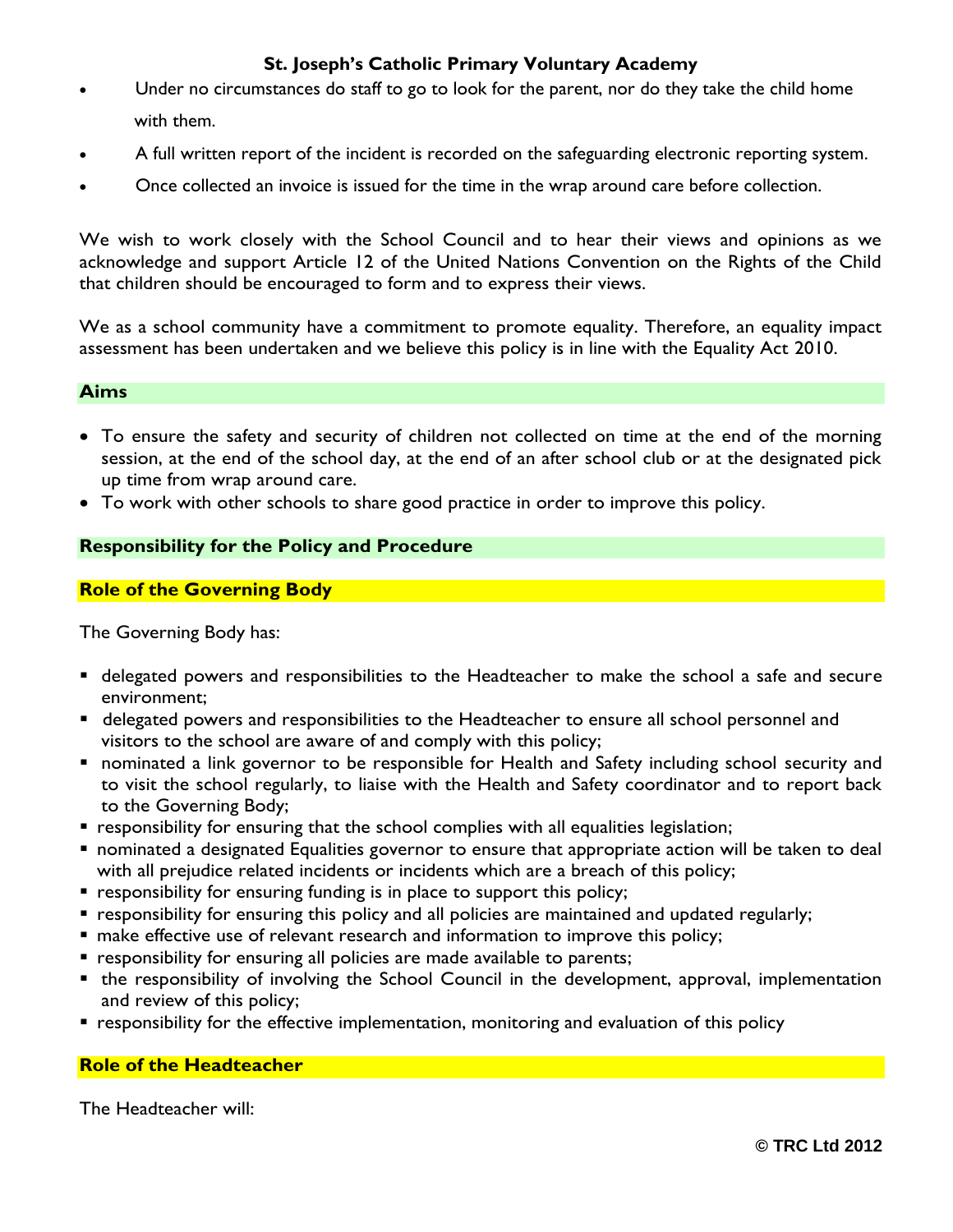- Under no circumstances do staff to go to look for the parent, nor do they take the child home with them.
- A full written report of the incident is recorded on the safeguarding electronic reporting system.
- Once collected an invoice is issued for the time in the wrap around care before collection.

We wish to work closely with the School Council and to hear their views and opinions as we acknowledge and support Article 12 of the United Nations Convention on the Rights of the Child that children should be encouraged to form and to express their views.

We as a school community have a commitment to promote equality. Therefore, an equality impact assessment has been undertaken and we believe this policy is in line with the Equality Act 2010.

## Aims

- To ensure the safety and security of children not collected on time at the end of the morning session, at the end of the school day, at the end of an after school club or at the designated pick up time from wrap around care.
- To work with other schools to share good practice in order to improve this policy.

## Responsibility for the Policy and Procedure

### Role of the Governing Body

The Governing Body has:

- delegated powers and responsibilities to the Headteacher to make the school a safe and secure environment;
- delegated powers and responsibilities to the Headteacher to ensure all school personnel and visitors to the school are aware of and comply with this policy;
- nominated a link governor to be responsible for Health and Safety including school security and to visit the school regularly, to liaise with the Health and Safety coordinator and to report back to the Governing Body;
- responsibility for ensuring that the school complies with all equalities legislation;
- nominated a designated Equalities governor to ensure that appropriate action will be taken to deal with all prejudice related incidents or incidents which are a breach of this policy;
- responsibility for ensuring funding is in place to support this policy;
- responsibility for ensuring this policy and all policies are maintained and updated regularly;
- make effective use of relevant research and information to improve this policy;
- responsibility for ensuring all policies are made available to parents;
- the responsibility of involving the School Council in the development, approval, implementation and review of this policy;
- responsibility for the effective implementation, monitoring and evaluation of this policy

### Role of the Headteacher

The Headteacher will: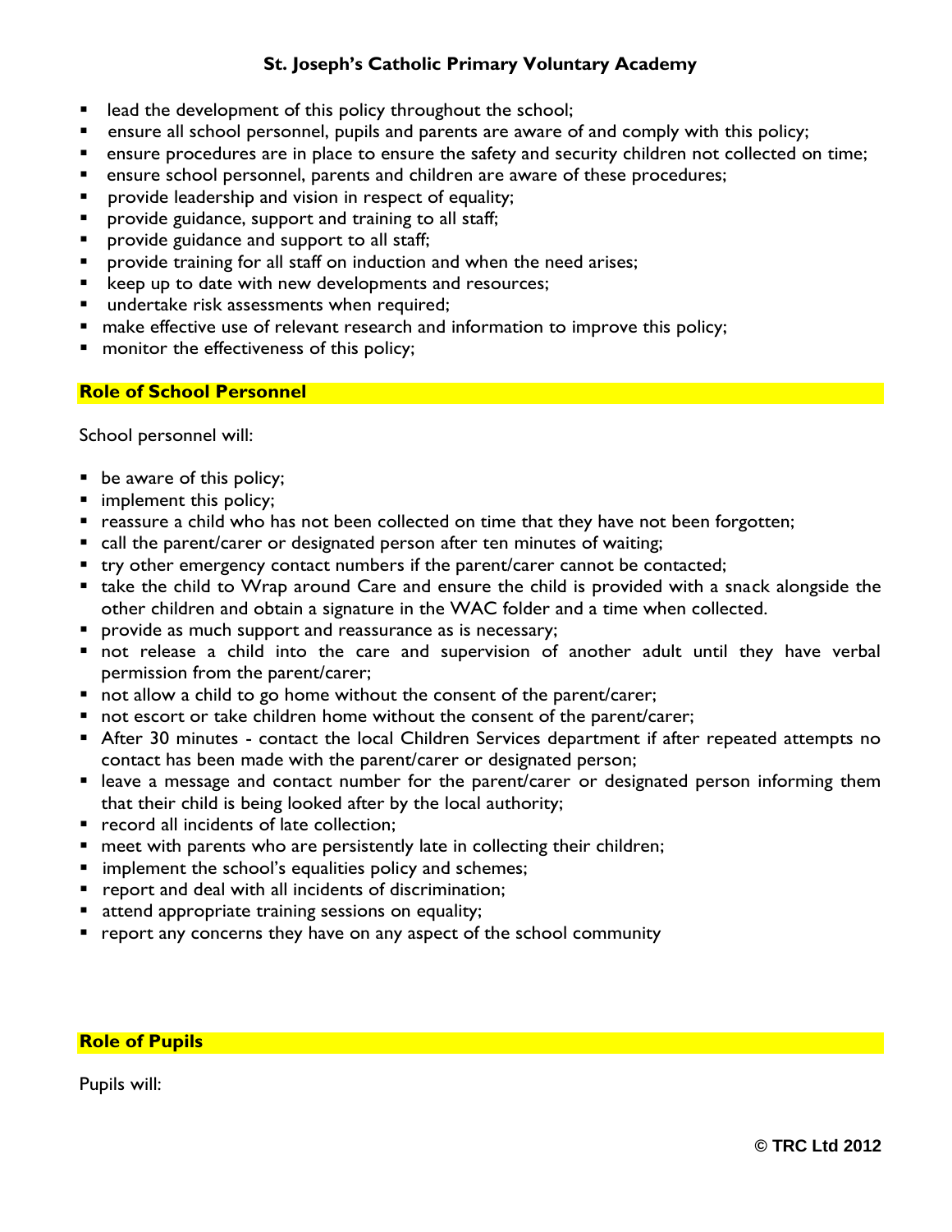- lead the development of this policy throughout the school;
- ensure all school personnel, pupils and parents are aware of and comply with this policy;
- ensure procedures are in place to ensure the safety and security children not collected on time;
- ensure school personnel, parents and children are aware of these procedures;
- provide leadership and vision in respect of equality;
- provide guidance, support and training to all staff;
- provide guidance and support to all staff;
- provide training for all staff on induction and when the need arises;
- keep up to date with new developments and resources;
- undertake risk assessments when required;
- make effective use of relevant research and information to improve this policy;
- monitor the effectiveness of this policy;

## Role of School Personnel

School personnel will:

- be aware of this policy;
- implement this policy;
- reassure a child who has not been collected on time that they have not been forgotten;
- call the parent/carer or designated person after ten minutes of waiting;
- try other emergency contact numbers if the parent/carer cannot be contacted;
- take the child to Wrap around Care and ensure the child is provided with a snack alongside the other children and obtain a signature in the WAC folder and a time when collected.
- provide as much support and reassurance as is necessary;
- not release a child into the care and supervision of another adult until they have verbal permission from the parent/carer;
- not allow a child to go home without the consent of the parent/carer;
- not escort or take children home without the consent of the parent/carer;
- After 30 minutes - contact the local Children Services department if after repeated attempts no contact has been made with the parent/carer or designated person;
- leave a message and contact number for the parent/carer or designated person informing them that their child is being looked after by the local authority;
- record all incidents of late collection;
- meet with parents who are persistently late in collecting their children;
- implement the school's equalities policy and schemes;
- report and deal with all incidents of discrimination;
- attend appropriate training sessions on equality;
- report any concerns they have on any aspect of the school community

## Role of Pupils

Pupils will: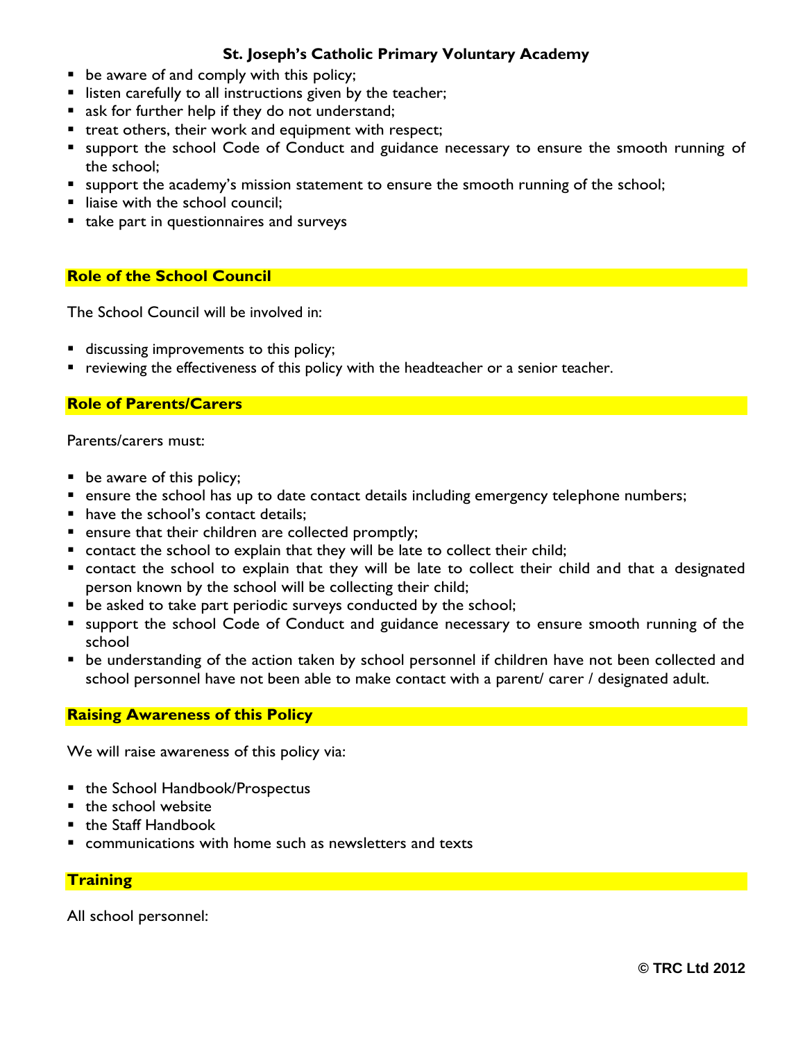- be aware of and comply with this policy;
- listen carefully to all instructions given by the teacher;
- ask for further help if they do not understand;
- treat others, their work and equipment with respect;
- support the school Code of Conduct and guidance necessary to ensure the smooth running of the school;
- support the academy's mission statement to ensure the smooth running of the school;
- liaise with the school council;
- take part in questionnaires and surveys

## Role of the School Council

The School Council will be involved in:

- discussing improvements to this policy;
- reviewing the effectiveness of this policy with the headteacher or a senior teacher.

## Role of Parents/Carers

Parents/carers must:

- be aware of this policy;
- ensure the school has up to date contact details including emergency telephone numbers;
- have the school's contact details;
- ensure that their children are collected promptly;
- contact the school to explain that they will be late to collect their child;
- contact the school to explain that they will be late to collect their child and that a designated person known by the school will be collecting their child;
- be asked to take part periodic surveys conducted by the school;
- support the school Code of Conduct and guidance necessary to ensure smooth running of the school
- be understanding of the action taken by school personnel if children have not been collected and school personnel have not been able to make contact with a parent/ carer / designated adult.

## Raising Awareness of this Policy

We will raise awareness of this policy via:

- the School Handbook/Prospectus
- the school website
- the Staff Handbook
- communications with home such as newsletters and texts

## Training

All school personnel: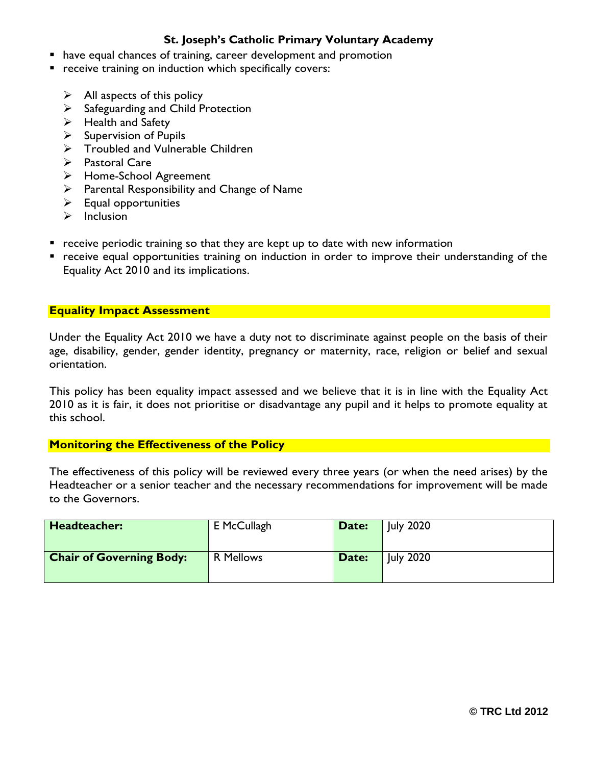- have equal chances of training, career development and promotion
- receive training on induction which specifically covers:
    - All aspects of this policy
    - Safeguarding and Child Protection
    - Health and Safety
    - Supervision of Pupils
    - Troubled and Vulnerable Children
    - Pastoral Care
    - Home-School Agreement
    - Parental Responsibility and Change of Name
    - Equal opportunities
    - Inclusion
- receive periodic training so that they are kept up to date with new information
- receive equal opportunities training on induction in order to improve their understanding of the Equality Act 2010 and its implications.

## Equality Impact Assessment

Under the Equality Act 2010 we have a duty not to discriminate against people on the basis of their age, disability, gender, gender identity, pregnancy or maternity, race, religion or belief and sexual orientation.

This policy has been equality impact assessed and we believe that it is in line with the Equality Act 2010 as it is fair, it does not prioritise or disadvantage any pupil and it helps to promote equality at this school.

## Monitoring the Effectiveness of the Policy

The effectiveness of this policy will be reviewed every three years (or when the need arises) by the Headteacher or a senior teacher and the necessary recommendations for improvement will be made to the Governors.

| **Headteacher:** | E McCullagh | **Date:** | July 2020 |
|---|---|---|---|
| **Chair of Governing Body:** | R Mellows | **Date:** | July 2020 |

© TRC Ltd 2012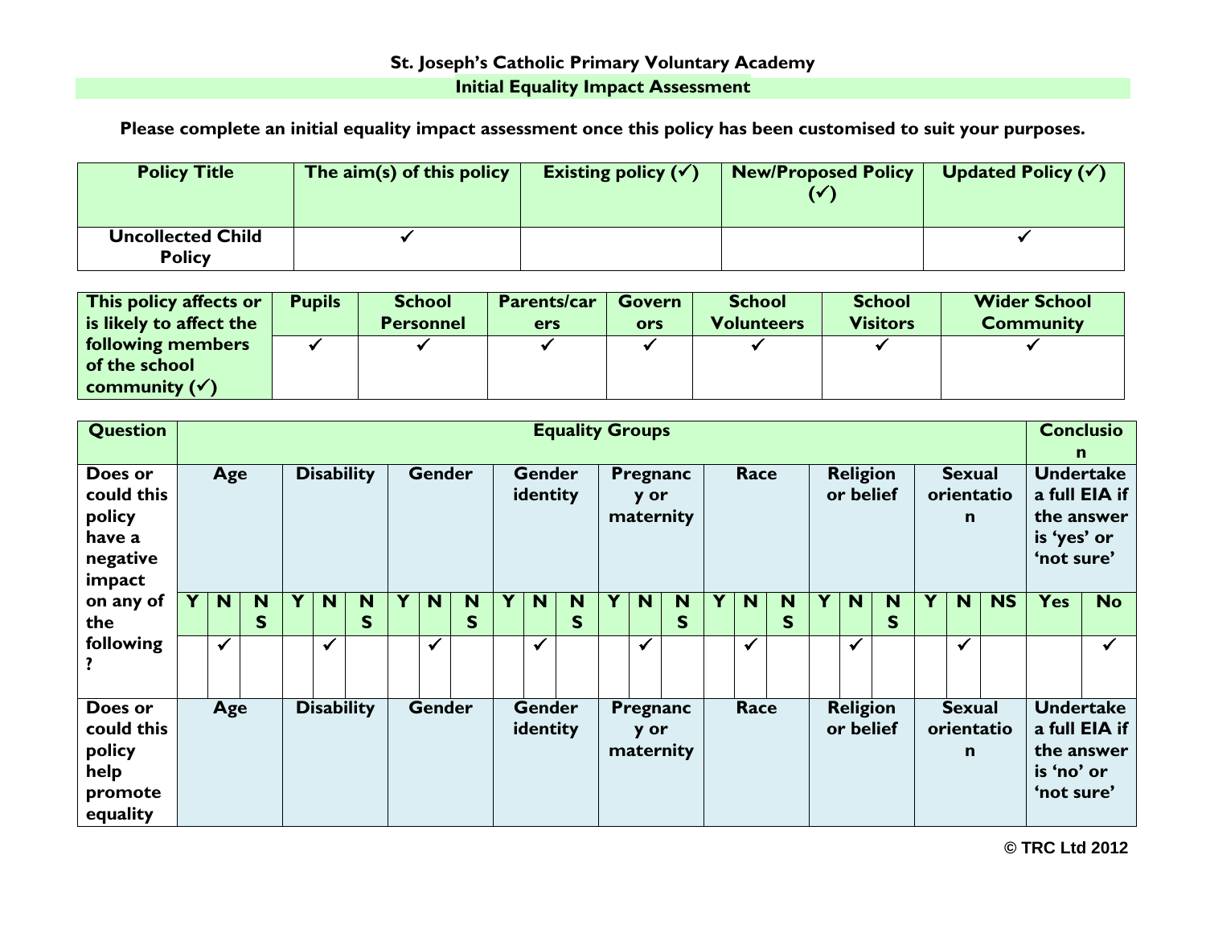**St. Joseph's Catholic Primary Voluntary Academy**

**Initial Equality Impact Assessment**

**Please complete an initial equality impact assessment once this policy has been customised to suit your purposes.**

| Policy Title | The aim(s) of this policy | Existing policy (✓) | New/Proposed Policy (✓) | Updated Policy (✓) |
|---|---|---|---|---|
| Uncollected Child Policy | ✓ | | | ✓ |

| This policy affects or is likely to affect the following members of the school community (✓) | Pupils | School Personnel | Parents/carers | Governors | School Volunteers | School Visitors | Wider School Community |
|---|---|---|---|---|---|---|---|
| | ✓ | ✓ | ✓ | ✓ | ✓ | ✓ | ✓ |

| Question | Equality Groups | | | | | | | | | | | | | | | | | | | | | | | | Conclusion | |
|---|---|---|---|---|---|---|---|---|---|---|---|---|---|---|---|---|---|---|---|---|---|---|---|---|---|---|
| Does or could this policy have a negative impact on any of the following? | Age | | | Disability | | | Gender | | | Gender identity | | | Pregnancy or maternity | | | Race | | | Religion or belief | | | Sexual orientation | | | Undertake a full EIA if the answer is 'yes' or 'not sure' | |
| | Y | N | NS | Y | N | NS | Y | N | NS | Y | N | NS | Y | N | NS | Y | N | NS | Y | N | NS | Y | N | NS | Yes | No |
| | | ✓ | | | ✓ | | | ✓ | | | ✓ | | | ✓ | | | ✓ | | | ✓ | | | ✓ | | | ✓ |
| Does or could this policy help promote equality | Age | | | Disability | | | Gender | | | Gender identity | | | Pregnancy or maternity | | | Race | | | Religion or belief | | | Sexual orientation | | | Undertake a full EIA if the answer is 'no' or 'not sure' | |

© TRC Ltd 2012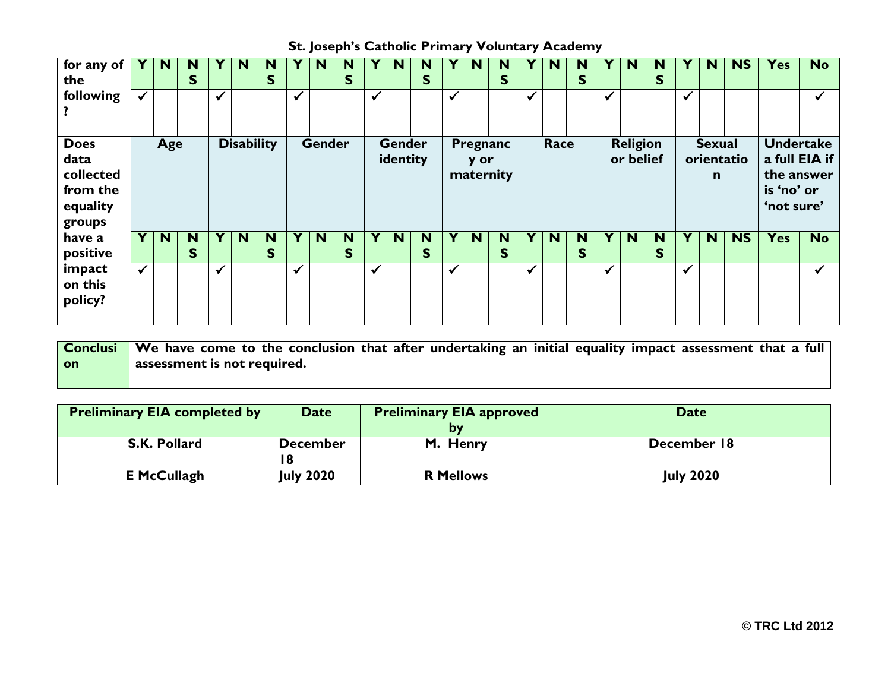St. Joseph's Catholic Primary Voluntary Academy

| for any of the following? | Y | N | NS | Y | N | NS | Y | N | NS | Y | N | NS | Y | N | NS | Y | N | NS | Y | N | NS | Y | N | NS | Yes | No |
|---|---|---|---|---|---|---|---|---|---|---|---|---|---|---|---|---|---|---|---|---|---|---|---|---|---|---|
| | ✓ | | | ✓ | | | ✓ | | | ✓ | | | ✓ | | | ✓ | | | ✓ | | | ✓ | | | | ✓ |
| **Does data collected from the equality groups have a positive impact on this policy?** | **Age** | | | **Disability** | | | **Gender** | | | **Gender identity** | | | **Pregnancy or maternity** | | | **Race** | | | **Religion or belief** | | | **Sexual orientation** | | | **Undertake a full EIA if the answer is 'no' or 'not sure'** | |
| | Y | N | NS | Y | N | NS | Y | N | NS | Y | N | NS | Y | N | NS | Y | N | NS | Y | N | NS | Y | N | NS | Yes | No |
| | ✓ | | | ✓ | | | ✓ | | | ✓ | | | ✓ | | | ✓ | | | ✓ | | | ✓ | | | | ✓ |

| | |
|---|---|
| **Conclusion** | **We have come to the conclusion that after undertaking an initial equality impact assessment that a full assessment is not required.** |

| Preliminary EIA completed by | Date | Preliminary EIA approved by | Date |
|---|---|---|---|
| S.K. Pollard | December 18 | M. Henry | December 18 |
| E McCullagh | July 2020 | R Mellows | July 2020 |

© TRC Ltd 2012